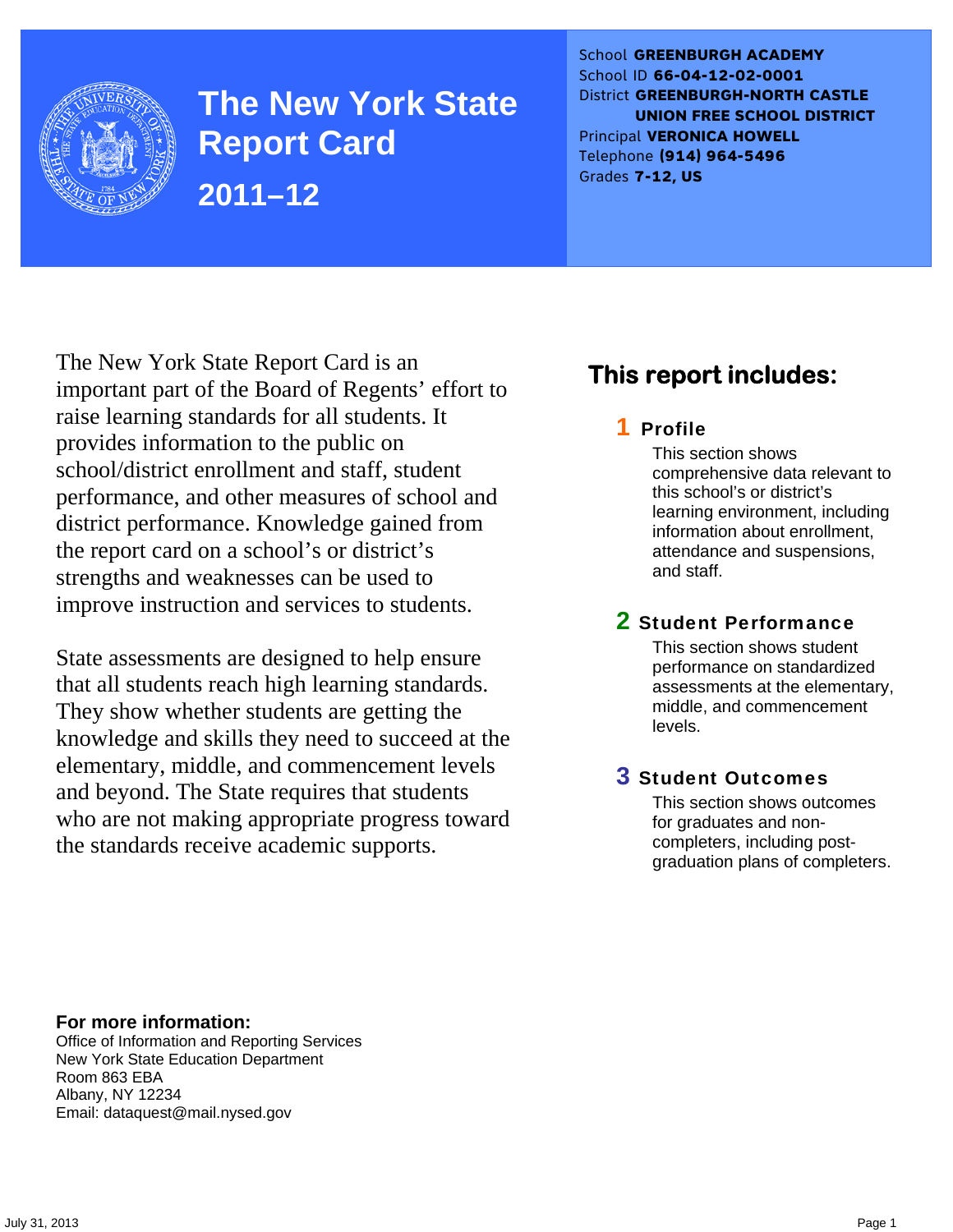# The New York State Report Card

## 2011–12

School **GREENBURGH ACADEMY**
School ID **66-04-12-02-0001**
District **GREENBURGH-NORTH CASTLE UNION FREE SCHOOL DISTRICT**
Principal **VERONICA HOWELL**
Telephone **(914) 964-5496**
Grades **7-12, US**

The New York State Report Card is an important part of the Board of Regents' effort to raise learning standards for all students. It provides information to the public on school/district enrollment and staff, student performance, and other measures of school and district performance. Knowledge gained from the report card on a school's or district's strengths and weaknesses can be used to improve instruction and services to students.

State assessments are designed to help ensure that all students reach high learning standards. They show whether students are getting the knowledge and skills they need to succeed at the elementary, middle, and commencement levels and beyond. The State requires that students who are not making appropriate progress toward the standards receive academic supports.

## This report includes:

### 1 Profile

This section shows comprehensive data relevant to this school's or district's learning environment, including information about enrollment, attendance and suspensions, and staff.

### 2 Student Performance

This section shows student performance on standardized assessments at the elementary, middle, and commencement levels.

### 3 Student Outcomes

This section shows outcomes for graduates and non-completers, including post-graduation plans of completers.

**For more information:**
Office of Information and Reporting Services
New York State Education Department
Room 863 EBA
Albany, NY 12234
Email: dataquest@mail.nysed.gov

July 31, 2013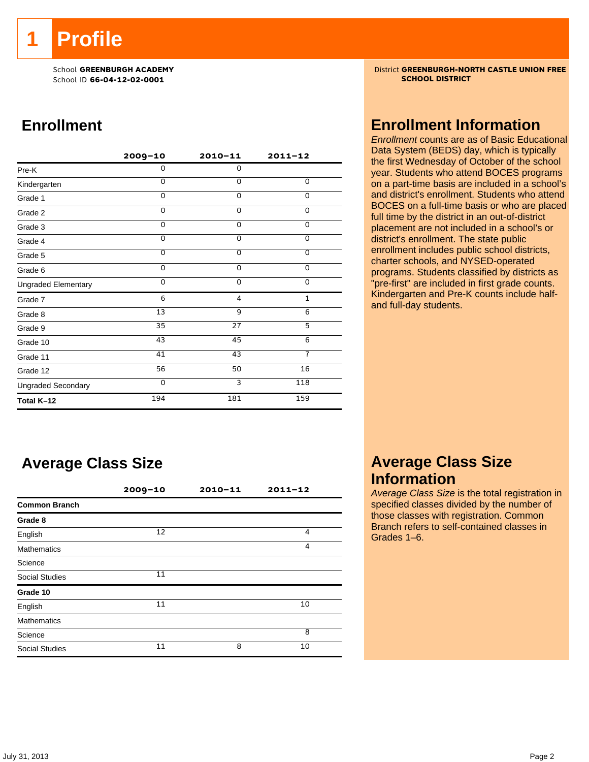# 1 Profile

School **GREENBURGH ACADEMY**
School ID **66-04-12-02-0001**

District **GREENBURGH-NORTH CASTLE UNION FREE SCHOOL DISTRICT**

## Enrollment

| | 2009–10 | 2010–11 | 2011–12 |
|---|---|---|---|
| Pre-K | 0 | 0 | |
| Kindergarten | 0 | 0 | 0 |
| Grade 1 | 0 | 0 | 0 |
| Grade 2 | 0 | 0 | 0 |
| Grade 3 | 0 | 0 | 0 |
| Grade 4 | 0 | 0 | 0 |
| Grade 5 | 0 | 0 | 0 |
| Grade 6 | 0 | 0 | 0 |
| Ungraded Elementary | 0 | 0 | 0 |
| Grade 7 | 6 | 4 | 1 |
| Grade 8 | 13 | 9 | 6 |
| Grade 9 | 35 | 27 | 5 |
| Grade 10 | 43 | 45 | 6 |
| Grade 11 | 41 | 43 | 7 |
| Grade 12 | 56 | 50 | 16 |
| Ungraded Secondary | 0 | 3 | 118 |
| **Total K–12** | 194 | 181 | 159 |

## Enrollment Information

*Enrollment* counts are as of Basic Educational Data System (BEDS) day, which is typically the first Wednesday of October of the school year. Students who attend BOCES programs on a part-time basis are included in a school's and district's enrollment. Students who attend BOCES on a full-time basis or who are placed full time by the district in an out-of-district placement are not included in a school's or district's enrollment. The state public enrollment includes public school districts, charter schools, and NYSED-operated programs. Students classified by districts as "pre-first" are included in first grade counts. Kindergarten and Pre-K counts include half- and full-day students.

## Average Class Size

| | 2009–10 | 2010–11 | 2011–12 |
|---|---|---|---|
| **Common Branch** | | | |
| **Grade 8** | | | |
| English | 12 | | 4 |
| Mathematics | | | 4 |
| Science | | | |
| Social Studies | 11 | | |
| **Grade 10** | | | |
| English | 11 | | 10 |
| Mathematics | | | |
| Science | | | 8 |
| Social Studies | 11 | 8 | 10 |

## Average Class Size Information

*Average Class Size* is the total registration in specified classes divided by the number of those classes with registration. Common Branch refers to self-contained classes in Grades 1–6.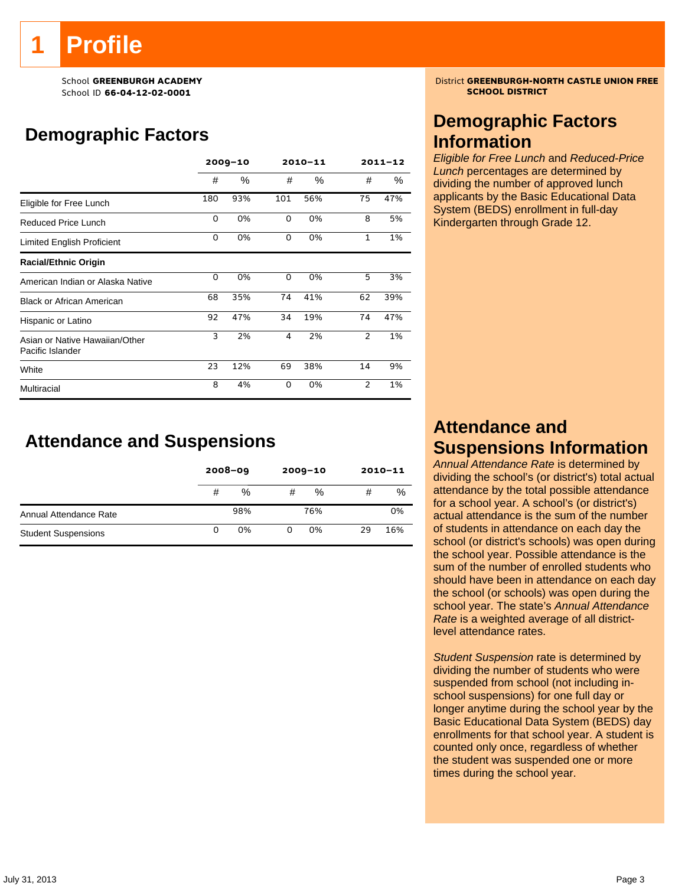# 1 Profile

School **GREENBURGH ACADEMY**
School ID **66-04-12-02-0001**

District **GREENBURGH-NORTH CASTLE UNION FREE SCHOOL DISTRICT**

## Demographic Factors

| | 2009–10 | | 2010–11 | | 2011–12 | |
|---|---|---|---|---|---|---|
| | # | % | # | % | # | % |
| Eligible for Free Lunch | 180 | 93% | 101 | 56% | 75 | 47% |
| Reduced Price Lunch | 0 | 0% | 0 | 0% | 8 | 5% |
| Limited English Proficient | 0 | 0% | 0 | 0% | 1 | 1% |
| **Racial/Ethnic Origin** | | | | | | |
| American Indian or Alaska Native | 0 | 0% | 0 | 0% | 5 | 3% |
| Black or African American | 68 | 35% | 74 | 41% | 62 | 39% |
| Hispanic or Latino | 92 | 47% | 34 | 19% | 74 | 47% |
| Asian or Native Hawaiian/Other Pacific Islander | 3 | 2% | 4 | 2% | 2 | 1% |
| White | 23 | 12% | 69 | 38% | 14 | 9% |
| Multiracial | 8 | 4% | 0 | 0% | 2 | 1% |

## Attendance and Suspensions

| | 2008–09 | | 2009–10 | | 2010–11 | |
|---|---|---|---|---|---|---|
| | # | % | # | % | # | % |
| Annual Attendance Rate | | 98% | | 76% | | 0% |
| Student Suspensions | 0 | 0% | 0 | 0% | 29 | 16% |

## Demographic Factors Information

*Eligible for Free Lunch* and *Reduced-Price Lunch* percentages are determined by dividing the number of approved lunch applicants by the Basic Educational Data System (BEDS) enrollment in full-day Kindergarten through Grade 12.

## Attendance and Suspensions Information

*Annual Attendance Rate* is determined by dividing the school's (or district's) total actual attendance by the total possible attendance for a school year. A school's (or district's) actual attendance is the sum of the number of students in attendance on each day the school (or district's schools) was open during the school year. Possible attendance is the sum of the number of enrolled students who should have been in attendance on each day the school (or schools) was open during the school year. The state's *Annual Attendance Rate* is a weighted average of all district-level attendance rates.

*Student Suspension* rate is determined by dividing the number of students who were suspended from school (not including in-school suspensions) for one full day or longer anytime during the school year by the Basic Educational Data System (BEDS) day enrollments for that school year. A student is counted only once, regardless of whether the student was suspended one or more times during the school year.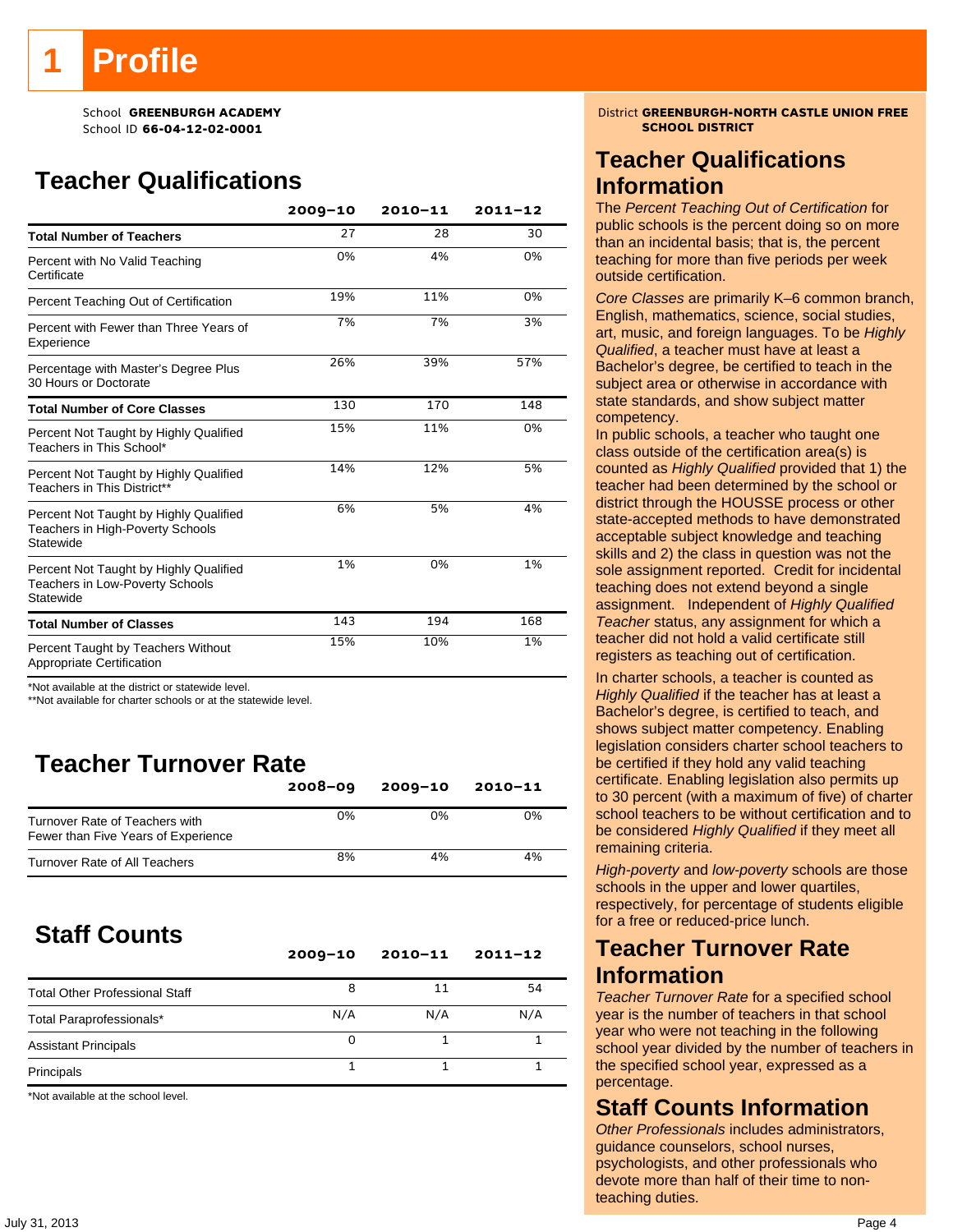# 1 Profile

School **GREENBURGH ACADEMY**
School ID **66-04-12-02-0001**

District **GREENBURGH-NORTH CASTLE UNION FREE SCHOOL DISTRICT**

## Teacher Qualifications

| | 2009–10 | 2010–11 | 2011–12 |
|---|---|---|---|
| **Total Number of Teachers** | 27 | 28 | 30 |
| Percent with No Valid Teaching Certificate | 0% | 4% | 0% |
| Percent Teaching Out of Certification | 19% | 11% | 0% |
| Percent with Fewer than Three Years of Experience | 7% | 7% | 3% |
| Percentage with Master's Degree Plus 30 Hours or Doctorate | 26% | 39% | 57% |
| **Total Number of Core Classes** | 130 | 170 | 148 |
| Percent Not Taught by Highly Qualified Teachers in This School* | 15% | 11% | 0% |
| Percent Not Taught by Highly Qualified Teachers in This District** | 14% | 12% | 5% |
| Percent Not Taught by Highly Qualified Teachers in High-Poverty Schools Statewide | 6% | 5% | 4% |
| Percent Not Taught by Highly Qualified Teachers in Low-Poverty Schools Statewide | 1% | 0% | 1% |
| **Total Number of Classes** | 143 | 194 | 168 |
| Percent Taught by Teachers Without Appropriate Certification | 15% | 10% | 1% |

*Not available at the district or statewide level.
**Not available for charter schools or at the statewide level.

## Teacher Turnover Rate

| | 2008–09 | 2009–10 | 2010–11 |
|---|---|---|---|
| Turnover Rate of Teachers with Fewer than Five Years of Experience | 0% | 0% | 0% |
| Turnover Rate of All Teachers | 8% | 4% | 4% |

## Staff Counts

| | 2009–10 | 2010–11 | 2011–12 |
|---|---|---|---|
| Total Other Professional Staff | 8 | 11 | 54 |
| Total Paraprofessionals* | N/A | N/A | N/A |
| Assistant Principals | 0 | 1 | 1 |
| Principals | 1 | 1 | 1 |

*Not available at the school level.

## Teacher Qualifications Information

The *Percent Teaching Out of Certification* for public schools is the percent doing so on more than an incidental basis; that is, the percent teaching for more than five periods per week outside certification.

*Core Classes* are primarily K–6 common branch, English, mathematics, science, social studies, art, music, and foreign languages. To be *Highly Qualified*, a teacher must have at least a Bachelor's degree, be certified to teach in the subject area or otherwise in accordance with state standards, and show subject matter competency.

In public schools, a teacher who taught one class outside of the certification area(s) is counted as *Highly Qualified* provided that 1) the teacher had been determined by the school or district through the HOUSSE process or other state-accepted methods to have demonstrated acceptable subject knowledge and teaching skills and 2) the class in question was not the sole assignment reported. Credit for incidental teaching does not extend beyond a single assignment. Independent of *Highly Qualified Teacher* status, any assignment for which a teacher did not hold a valid certificate still registers as teaching out of certification.

In charter schools, a teacher is counted as *Highly Qualified* if the teacher has at least a Bachelor's degree, is certified to teach, and shows subject matter competency. Enabling legislation considers charter school teachers to be certified if they hold any valid teaching certificate. Enabling legislation also permits up to 30 percent (with a maximum of five) of charter school teachers to be without certification and to be considered *Highly Qualified* if they meet all remaining criteria.

*High-poverty* and *low-poverty* schools are those schools in the upper and lower quartiles, respectively, for percentage of students eligible for a free or reduced-price lunch.

## Teacher Turnover Rate Information

*Teacher Turnover Rate* for a specified school year is the number of teachers in that school year who were not teaching in the following school year divided by the number of teachers in the specified school year, expressed as a percentage.

## Staff Counts Information

*Other Professionals* includes administrators, guidance counselors, school nurses, psychologists, and other professionals who devote more than half of their time to non-teaching duties.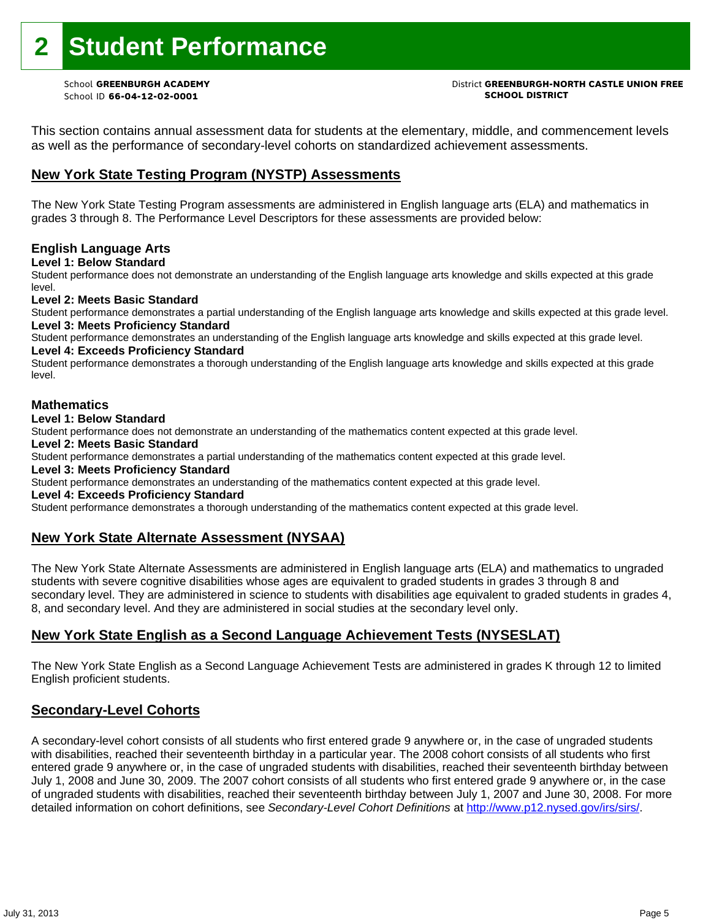# 2 Student Performance

School **GREENBURGH ACADEMY**
School ID **66-04-12-02-0001**

District **GREENBURGH-NORTH CASTLE UNION FREE SCHOOL DISTRICT**

This section contains annual assessment data for students at the elementary, middle, and commencement levels as well as the performance of secondary-level cohorts on standardized achievement assessments.

## New York State Testing Program (NYSTP) Assessments

The New York State Testing Program assessments are administered in English language arts (ELA) and mathematics in grades 3 through 8. The Performance Level Descriptors for these assessments are provided below:

### English Language Arts

**Level 1: Below Standard**
Student performance does not demonstrate an understanding of the English language arts knowledge and skills expected at this grade level.

**Level 2: Meets Basic Standard**
Student performance demonstrates a partial understanding of the English language arts knowledge and skills expected at this grade level.

**Level 3: Meets Proficiency Standard**
Student performance demonstrates an understanding of the English language arts knowledge and skills expected at this grade level.

**Level 4: Exceeds Proficiency Standard**
Student performance demonstrates a thorough understanding of the English language arts knowledge and skills expected at this grade level.

### Mathematics

**Level 1: Below Standard**
Student performance does not demonstrate an understanding of the mathematics content expected at this grade level.

**Level 2: Meets Basic Standard**
Student performance demonstrates a partial understanding of the mathematics content expected at this grade level.

**Level 3: Meets Proficiency Standard**
Student performance demonstrates an understanding of the mathematics content expected at this grade level.

**Level 4: Exceeds Proficiency Standard**
Student performance demonstrates a thorough understanding of the mathematics content expected at this grade level.

## New York State Alternate Assessment (NYSAA)

The New York State Alternate Assessments are administered in English language arts (ELA) and mathematics to ungraded students with severe cognitive disabilities whose ages are equivalent to graded students in grades 3 through 8 and secondary level. They are administered in science to students with disabilities age equivalent to graded students in grades 4, 8, and secondary level. And they are administered in social studies at the secondary level only.

## New York State English as a Second Language Achievement Tests (NYSESLAT)

The New York State English as a Second Language Achievement Tests are administered in grades K through 12 to limited English proficient students.

## Secondary-Level Cohorts

A secondary-level cohort consists of all students who first entered grade 9 anywhere or, in the case of ungraded students with disabilities, reached their seventeenth birthday in a particular year. The 2008 cohort consists of all students who first entered grade 9 anywhere or, in the case of ungraded students with disabilities, reached their seventeenth birthday between July 1, 2008 and June 30, 2009. The 2007 cohort consists of all students who first entered grade 9 anywhere or, in the case of ungraded students with disabilities, reached their seventeenth birthday between July 1, 2007 and June 30, 2008. For more detailed information on cohort definitions, see *Secondary-Level Cohort Definitions* at http://www.p12.nysed.gov/irs/sirs/.